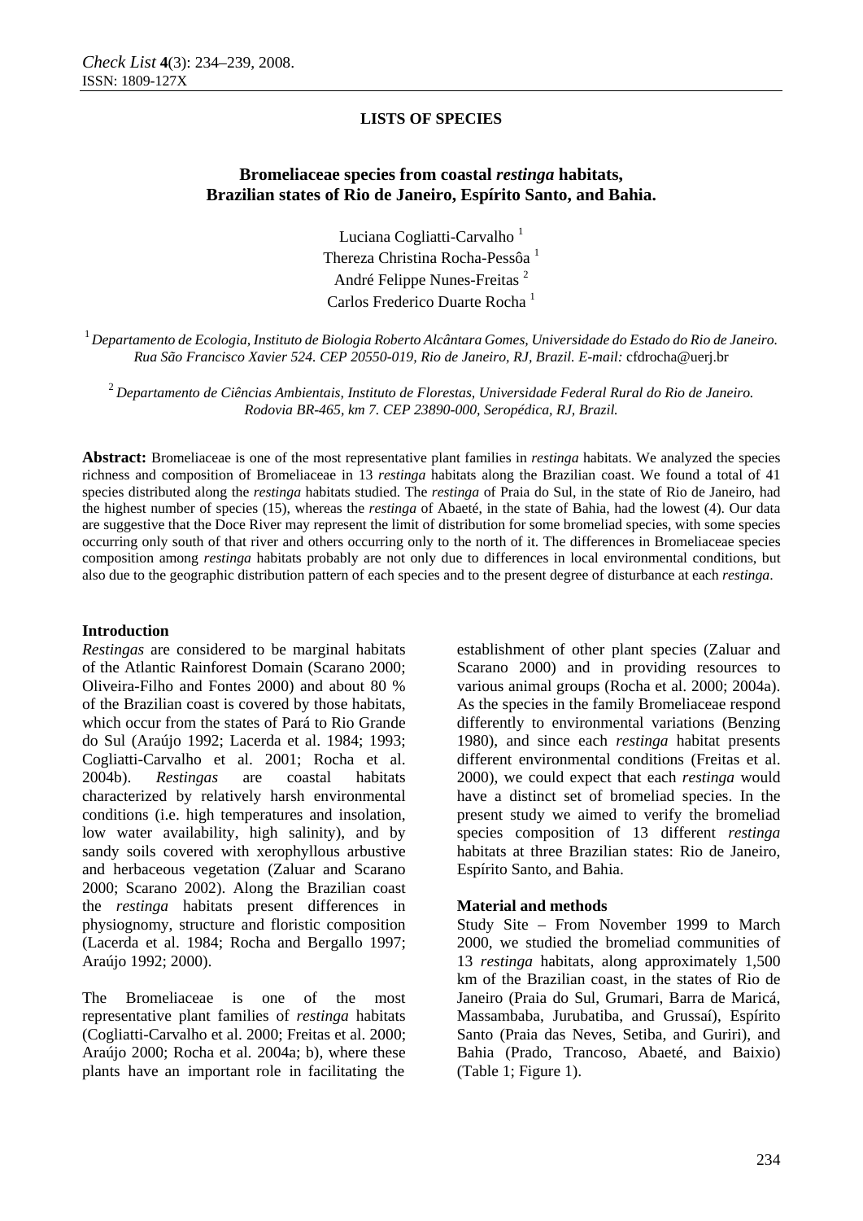**LISTS OF SPECIES**

# Bromeliaceae species from coastal *restinga* habitats, Brazilian states of Rio de Janeiro, Espírito Santo, and Bahia.

Luciana Cogliatti-Carvalho [1]
Thereza Christina Rocha-Pessôa [1]
André Felippe Nunes-Freitas [2]
Carlos Frederico Duarte Rocha [1]

[1] *Departamento de Ecologia, Instituto de Biologia Roberto Alcântara Gomes, Universidade do Estado do Rio de Janeiro. Rua São Francisco Xavier 524. CEP 20550-019, Rio de Janeiro, RJ, Brazil. E-mail:* cfdrocha@uerj.br

[2] *Departamento de Ciências Ambientais, Instituto de Florestas, Universidade Federal Rural do Rio de Janeiro. Rodovia BR-465, km 7. CEP 23890-000, Seropédica, RJ, Brazil.*

**Abstract:** Bromeliaceae is one of the most representative plant families in *restinga* habitats. We analyzed the species richness and composition of Bromeliaceae in 13 *restinga* habitats along the Brazilian coast. We found a total of 41 species distributed along the *restinga* habitats studied. The *restinga* of Praia do Sul, in the state of Rio de Janeiro, had the highest number of species (15), whereas the *restinga* of Abaeté, in the state of Bahia, had the lowest (4). Our data are suggestive that the Doce River may represent the limit of distribution for some bromeliad species, with some species occurring only south of that river and others occurring only to the north of it. The differences in Bromeliaceae species composition among *restinga* habitats probably are not only due to differences in local environmental conditions, but also due to the geographic distribution pattern of each species and to the present degree of disturbance at each *restinga*.

## Introduction

*Restingas* are considered to be marginal habitats of the Atlantic Rainforest Domain (Scarano 2000; Oliveira-Filho and Fontes 2000) and about 80 % of the Brazilian coast is covered by those habitats, which occur from the states of Pará to Rio Grande do Sul (Araújo 1992; Lacerda et al. 1984; 1993; Cogliatti-Carvalho et al. 2001; Rocha et al. 2004b). *Restingas* are coastal habitats characterized by relatively harsh environmental conditions (i.e. high temperatures and insolation, low water availability, high salinity), and by sandy soils covered with xerophyllous arbustive and herbaceous vegetation (Zaluar and Scarano 2000; Scarano 2002). Along the Brazilian coast the *restinga* habitats present differences in physiognomy, structure and floristic composition (Lacerda et al. 1984; Rocha and Bergallo 1997; Araújo 1992; 2000).

The Bromeliaceae is one of the most representative plant families of *restinga* habitats (Cogliatti-Carvalho et al. 2000; Freitas et al. 2000; Araújo 2000; Rocha et al. 2004a; b), where these plants have an important role in facilitating the establishment of other plant species (Zaluar and Scarano 2000) and in providing resources to various animal groups (Rocha et al. 2000; 2004a). As the species in the family Bromeliaceae respond differently to environmental variations (Benzing 1980), and since each *restinga* habitat presents different environmental conditions (Freitas et al. 2000), we could expect that each *restinga* would have a distinct set of bromeliad species. In the present study we aimed to verify the bromeliad species composition of 13 different *restinga* habitats at three Brazilian states: Rio de Janeiro, Espírito Santo, and Bahia.

## Material and methods

Study Site – From November 1999 to March 2000, we studied the bromeliad communities of 13 *restinga* habitats, along approximately 1,500 km of the Brazilian coast, in the states of Rio de Janeiro (Praia do Sul, Grumari, Barra de Maricá, Massambaba, Jurubatiba, and Grussaí), Espírito Santo (Praia das Neves, Setiba, and Guriri), and Bahia (Prado, Trancoso, Abaeté, and Baixio) (Table 1; Figure 1).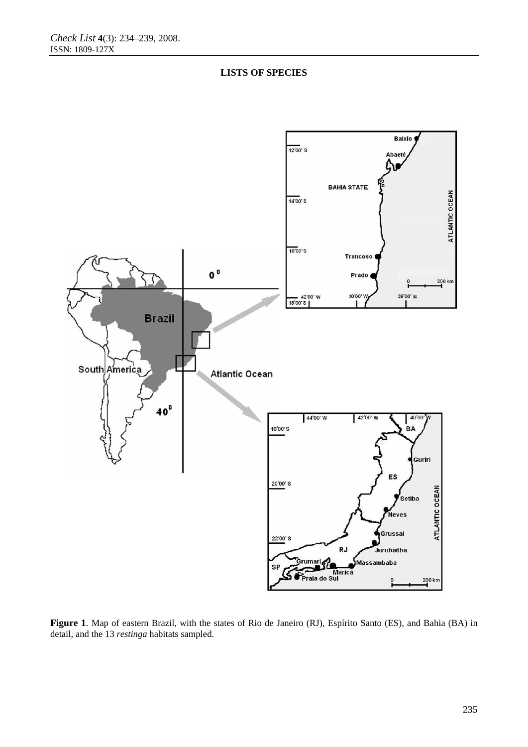**Figure 1**. Map of eastern Brazil, with the states of Rio de Janeiro (RJ), Espírito Santo (ES), and Bahia (BA) in detail, and the 13 *restinga* habitats sampled.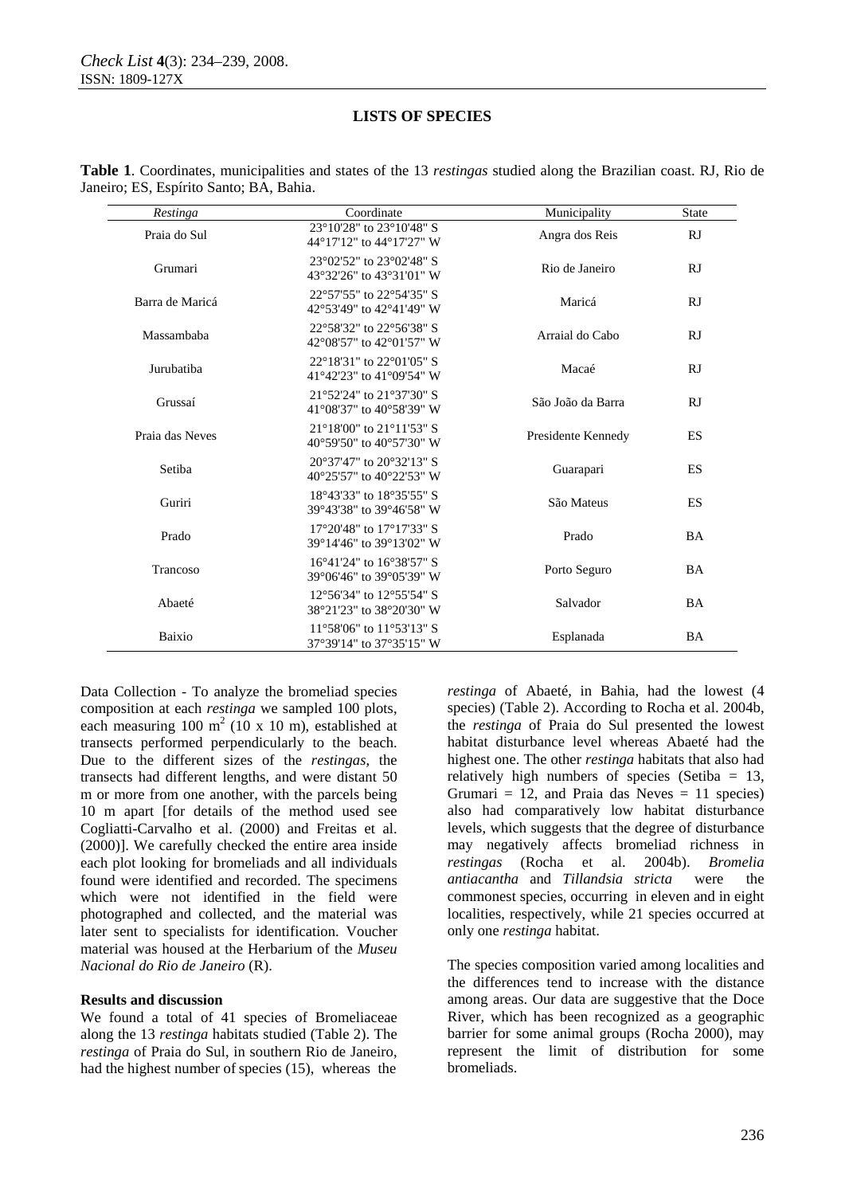## LISTS OF SPECIES

**Table 1**. Coordinates, municipalities and states of the 13 *restingas* studied along the Brazilian coast. RJ, Rio de Janeiro; ES, Espírito Santo; BA, Bahia.

| *Restinga* | Coordinate | Municipality | State |
|---|---|---|---|
| Praia do Sul | 23°10'28" to 23°10'48" S 44°17'12" to 44°17'27" W | Angra dos Reis | RJ |
| Grumari | 23°02'52" to 23°02'48" S 43°32'26" to 43°31'01" W | Rio de Janeiro | RJ |
| Barra de Maricá | 22°57'55" to 22°54'35" S 42°53'49" to 42°41'49" W | Maricá | RJ |
| Massambaba | 22°58'32" to 22°56'38" S 42°08'57" to 42°01'57" W | Arraial do Cabo | RJ |
| Jurubatiba | 22°18'31" to 22°01'05" S 41°42'23" to 41°09'54" W | Macaé | RJ |
| Grussaí | 21°52'24" to 21°37'30" S 41°08'37" to 40°58'39" W | São João da Barra | RJ |
| Praia das Neves | 21°18'00" to 21°11'53" S 40°59'50" to 40°57'30" W | Presidente Kennedy | ES |
| Setiba | 20°37'47" to 20°32'13" S 40°25'57" to 40°22'53" W | Guarapari | ES |
| Guriri | 18°43'33" to 18°35'55" S 39°43'38" to 39°46'58" W | São Mateus | ES |
| Prado | 17°20'48" to 17°17'33" S 39°14'46" to 39°13'02" W | Prado | BA |
| Trancoso | 16°41'24" to 16°38'57" S 39°06'46" to 39°05'39" W | Porto Seguro | BA |
| Abaeté | 12°56'34" to 12°55'54" S 38°21'23" to 38°20'30" W | Salvador | BA |
| Baixio | 11°58'06" to 11°53'13" S 37°39'14" to 37°35'15" W | Esplanada | BA |

Data Collection - To analyze the bromeliad species composition at each *restinga* we sampled 100 plots, each measuring 100 m$^2$ (10 x 10 m), established at transects performed perpendicularly to the beach. Due to the different sizes of the *restingas*, the transects had different lengths, and were distant 50 m or more from one another, with the parcels being 10 m apart [for details of the method used see Cogliatti-Carvalho et al. (2000) and Freitas et al. (2000)]. We carefully checked the entire area inside each plot looking for bromeliads and all individuals found were identified and recorded. The specimens which were not identified in the field were photographed and collected, and the material was later sent to specialists for identification. Voucher material was housed at the Herbarium of the *Museu Nacional do Rio de Janeiro* (R).

**Results and discussion**

We found a total of 41 species of Bromeliaceae along the 13 *restinga* habitats studied (Table 2). The *restinga* of Praia do Sul, in southern Rio de Janeiro, had the highest number of species (15), whereas the *restinga* of Abaeté, in Bahia, had the lowest (4 species) (Table 2). According to Rocha et al. 2004b, the *restinga* of Praia do Sul presented the lowest habitat disturbance level whereas Abaeté had the highest one. The other *restinga* habitats that also had relatively high numbers of species (Setiba = 13, Grumari = 12, and Praia das Neves = 11 species) also had comparatively low habitat disturbance levels, which suggests that the degree of disturbance may negatively affects bromeliad richness in *restingas* (Rocha et al. 2004b). *Bromelia antiacantha* and *Tillandsia stricta* were the commonest species, occurring in eleven and in eight localities, respectively, while 21 species occurred at only one *restinga* habitat.

The species composition varied among localities and the differences tend to increase with the distance among areas. Our data are suggestive that the Doce River, which has been recognized as a geographic barrier for some animal groups (Rocha 2000), may represent the limit of distribution for some bromeliads.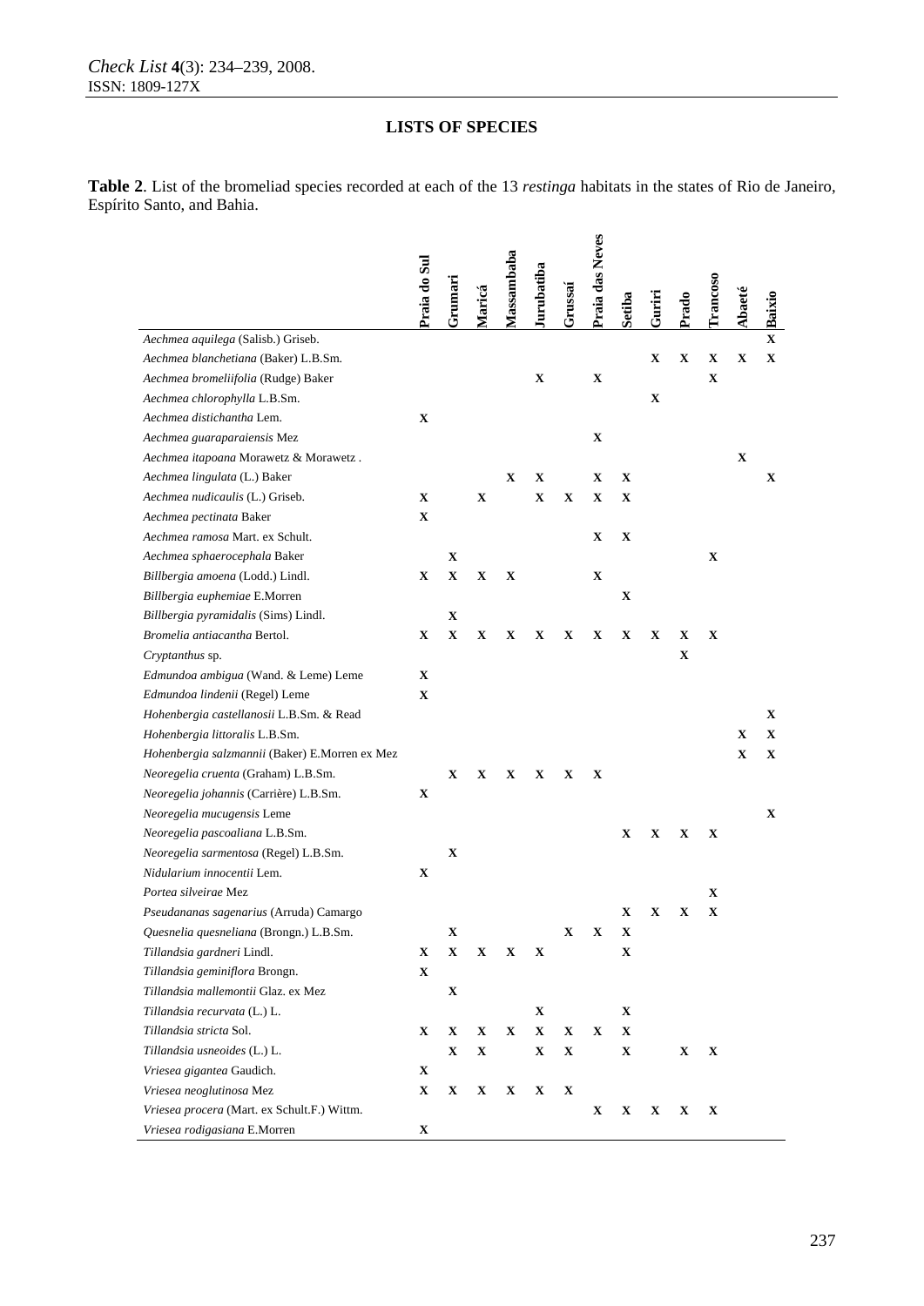## LISTS OF SPECIES

**Table 2**. List of the bromeliad species recorded at each of the 13 *restinga* habitats in the states of Rio de Janeiro, Espírito Santo, and Bahia.

| | Praia do Sul | Grumari | Maricá | Massambaba | Jurubatiba | Grussaí | Praia das Neves | Setiba | Guriri | Prado | Trancoso | Abaeté | Baixio |
|---|---|---|---|---|---|---|---|---|---|---|---|---|---|
| *Aechmea aquilega* (Salisb.) Griseb. | | | | | | | | | | | | | X |
| *Aechmea blanchetiana* (Baker) L.B.Sm. | | | | | | | | | X | X | X | X | X |
| *Aechmea bromeliifolia* (Rudge) Baker | | | | | X | | X | | | | X | | |
| *Aechmea chlorophylla* L.B.Sm. | | | | | | | | | X | | | | |
| *Aechmea distichantha* Lem. | X | | | | | | | | | | | | |
| *Aechmea guaraparaiensis* Mez | | | | | | | X | | | | | | |
| *Aechmea itapoana* Morawetz & Morawetz . | | | | | | | | | | | | X | |
| *Aechmea lingulata* (L.) Baker | | | | X | X | | X | X | | | | | X |
| *Aechmea nudicaulis* (L.) Griseb. | X | | X | | X | X | X | X | | | | | |
| *Aechmea pectinata* Baker | X | | | | | | | | | | | | |
| *Aechmea ramosa* Mart. ex Schult. | | | | | | | X | X | | | | | |
| *Aechmea sphaerocephala* Baker | | X | | | | | | | | | X | | |
| *Billbergia amoena* (Lodd.) Lindl. | X | X | X | X | | | X | | | | | | |
| *Billbergia euphemiae* E.Morren | | | | | | | | X | | | | | |
| *Billbergia pyramidalis* (Sims) Lindl. | | X | | | | | | | | | | | |
| *Bromelia antiacantha* Bertol. | X | X | X | X | X | X | X | X | X | X | X | | |
| *Cryptanthus* sp. | | | | | | | | | | X | | | |
| *Edmundoa ambigua* (Wand. & Leme) Leme | X | | | | | | | | | | | | |
| *Edmundoa lindenii* (Regel) Leme | X | | | | | | | | | | | | |
| *Hohenbergia castellanosii* L.B.Sm. & Read | | | | | | | | | | | | | X |
| *Hohenbergia littoralis* L.B.Sm. | | | | | | | | | | | | X | X |
| *Hohenbergia salzmannii* (Baker) E.Morren ex Mez | | | | | | | | | | | | X | X |
| *Neoregelia cruenta* (Graham) L.B.Sm. | | X | X | X | X | X | X | | | | | | |
| *Neoregelia johannis* (Carrière) L.B.Sm. | X | | | | | | | | | | | | |
| *Neoregelia mucugensis* Leme | | | | | | | | | | | | | X |
| *Neoregelia pascoaliana* L.B.Sm. | | | | | | | | X | X | X | X | | |
| *Neoregelia sarmentosa* (Regel) L.B.Sm. | | X | | | | | | | | | | | |
| *Nidularium innocentii* Lem. | X | | | | | | | | | | | | |
| *Portea silveirae* Mez | | | | | | | | | | | X | | |
| *Pseudananas sagenarius* (Arruda) Camargo | | | | | | | | X | X | X | X | | |
| *Quesnelia quesneliana* (Brongn.) L.B.Sm. | | X | | | | X | X | X | | | | | |
| *Tillandsia gardneri* Lindl. | X | X | X | X | X | | | X | | | | | |
| *Tillandsia geminiflora* Brongn. | X | | | | | | | | | | | | |
| *Tillandsia mallemontii* Glaz. ex Mez | | X | | | | | | | | | | | |
| *Tillandsia recurvata* (L.) L. | | | | | X | | | X | | | | | |
| *Tillandsia stricta* Sol. | X | X | X | X | X | X | X | X | | | | | |
| *Tillandsia usneoides* (L.) L. | | X | X | | X | X | | X | | X | X | | |
| *Vriesea gigantea* Gaudich. | X | | | | | | | | | | | | |
| *Vriesea neoglutinosa* Mez | X | X | X | X | X | X | | | | | | | |
| *Vriesea procera* (Mart. ex Schult.F.) Wittm. | | | | | | | X | X | X | X | X | | |
| *Vriesea rodigasiana* E.Morren | X | | | | | | | | | | | | |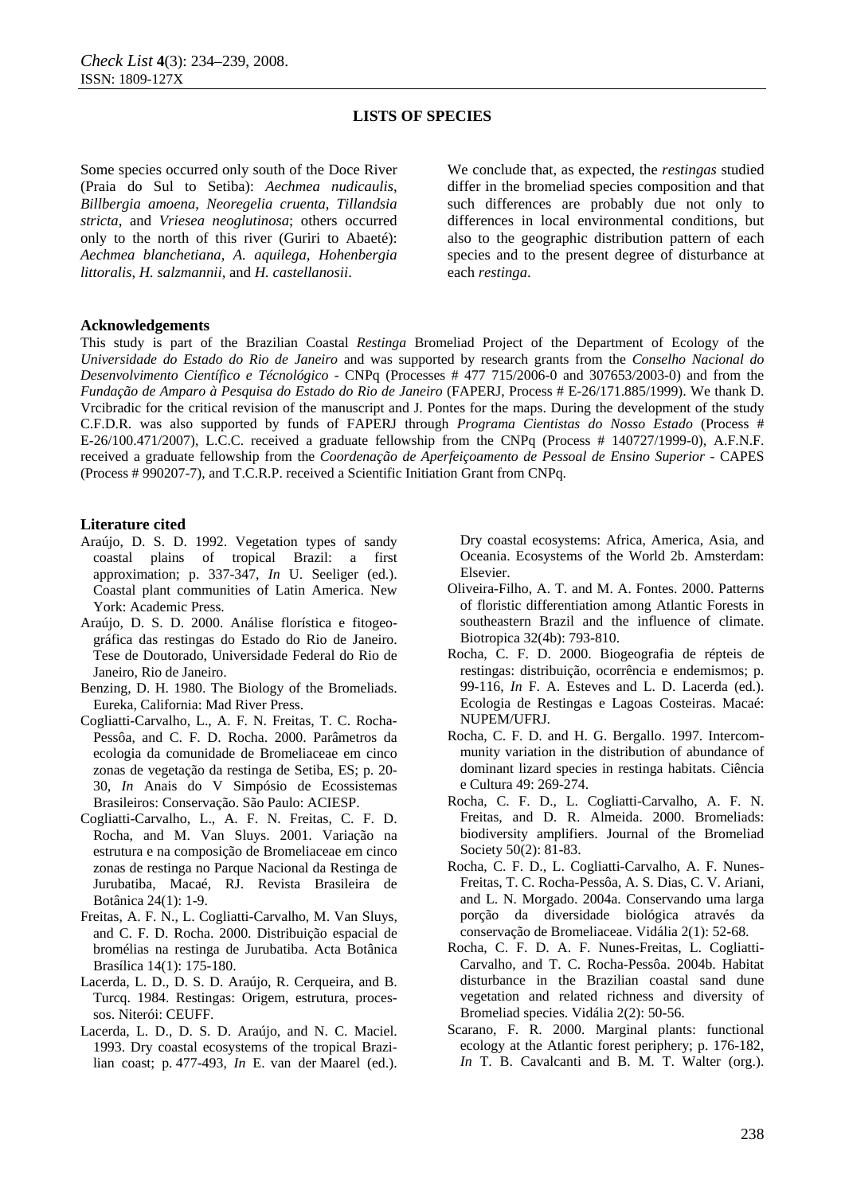Some species occurred only south of the Doce River (Praia do Sul to Setiba): *Aechmea nudicaulis*, *Billbergia amoena*, *Neoregelia cruenta*, *Tillandsia stricta*, and *Vriesea neoglutinosa*; others occurred only to the north of this river (Guriri to Abaeté): *Aechmea blanchetiana*, *A. aquilega*, *Hohenbergia littoralis*, *H. salzmannii*, and *H. castellanosii*.

We conclude that, as expected, the *restingas* studied differ in the bromeliad species composition and that such differences are probably due not only to differences in local environmental conditions, but also to the geographic distribution pattern of each species and to the present degree of disturbance at each *restinga*.

## Acknowledgements

This study is part of the Brazilian Coastal *Restinga* Bromeliad Project of the Department of Ecology of the *Universidade do Estado do Rio de Janeiro* and was supported by research grants from the *Conselho Nacional do Desenvolvimento Científico e Técnológico* - CNPq (Processes # 477 715/2006-0 and 307653/2003-0) and from the *Fundação de Amparo à Pesquisa do Estado do Rio de Janeiro* (FAPERJ, Process # E-26/171.885/1999). We thank D. Vrcibradic for the critical revision of the manuscript and J. Pontes for the maps. During the development of the study C.F.D.R. was also supported by funds of FAPERJ through *Programa Cientistas do Nosso Estado* (Process # E-26/100.471/2007), L.C.C. received a graduate fellowship from the CNPq (Process # 140727/1999-0), A.F.N.F. received a graduate fellowship from the *Coordenação de Aperfeiçoamento de Pessoal de Ensino Superior* - CAPES (Process # 990207-7), and T.C.R.P. received a Scientific Initiation Grant from CNPq.

## Literature cited

Araújo, D. S. D. 1992. Vegetation types of sandy coastal plains of tropical Brazil: a first approximation; p. 337-347, *In* U. Seeliger (ed.). Coastal plant communities of Latin America. New York: Academic Press.

Araújo, D. S. D. 2000. Análise florística e fitogeográfica das restingas do Estado do Rio de Janeiro. Tese de Doutorado, Universidade Federal do Rio de Janeiro, Rio de Janeiro.

Benzing, D. H. 1980. The Biology of the Bromeliads. Eureka, California: Mad River Press.

Cogliatti-Carvalho, L., A. F. N. Freitas, T. C. Rocha-Pessôa, and C. F. D. Rocha. 2000. Parâmetros da ecologia da comunidade de Bromeliaceae em cinco zonas de vegetação da restinga de Setiba, ES; p. 20-30, *In* Anais do V Simpósio de Ecossistemas Brasileiros: Conservação. São Paulo: ACIESP.

Cogliatti-Carvalho, L., A. F. N. Freitas, C. F. D. Rocha, and M. Van Sluys. 2001. Variação na estrutura e na composição de Bromeliaceae em cinco zonas de restinga no Parque Nacional da Restinga de Jurubatiba, Macaé, RJ. Revista Brasileira de Botânica 24(1): 1-9.

Freitas, A. F. N., L. Cogliatti-Carvalho, M. Van Sluys, and C. F. D. Rocha. 2000. Distribuição espacial de bromélias na restinga de Jurubatiba. Acta Botânica Brasílica 14(1): 175-180.

Lacerda, L. D., D. S. D. Araújo, R. Cerqueira, and B. Turcq. 1984. Restingas: Origem, estrutura, processos. Niterói: CEUFF.

Lacerda, L. D., D. S. D. Araújo, and N. C. Maciel. 1993. Dry coastal ecosystems of the tropical Brazilian coast; p. 477-493, *In* E. van der Maarel (ed.). Dry coastal ecosystems: Africa, America, Asia, and Oceania. Ecosystems of the World 2b. Amsterdam: Elsevier.

Oliveira-Filho, A. T. and M. A. Fontes. 2000. Patterns of floristic differentiation among Atlantic Forests in southeastern Brazil and the influence of climate. Biotropica 32(4b): 793-810.

Rocha, C. F. D. 2000. Biogeografia de répteis de restingas: distribuição, ocorrência e endemismos; p. 99-116, *In* F. A. Esteves and L. D. Lacerda (ed.). Ecologia de Restingas e Lagoas Costeiras. Macaé: NUPEM/UFRJ.

Rocha, C. F. D. and H. G. Bergallo. 1997. Intercommunity variation in the distribution of abundance of dominant lizard species in restinga habitats. Ciência e Cultura 49: 269-274.

Rocha, C. F. D., L. Cogliatti-Carvalho, A. F. N. Freitas, and D. R. Almeida. 2000. Bromeliads: biodiversity amplifiers. Journal of the Bromeliad Society 50(2): 81-83.

Rocha, C. F. D., L. Cogliatti-Carvalho, A. F. Nunes-Freitas, T. C. Rocha-Pessôa, A. S. Dias, C. V. Ariani, and L. N. Morgado. 2004a. Conservando uma larga porção da diversidade biológica através da conservação de Bromeliaceae. Vidália 2(1): 52-68.

Rocha, C. F. D. A. F. Nunes-Freitas, L. Cogliatti-Carvalho, and T. C. Rocha-Pessôa. 2004b. Habitat disturbance in the Brazilian coastal sand dune vegetation and related richness and diversity of Bromeliad species. Vidália 2(2): 50-56.

Scarano, F. R. 2000. Marginal plants: functional ecology at the Atlantic forest periphery; p. 176-182, *In* T. B. Cavalcanti and B. M. T. Walter (org.).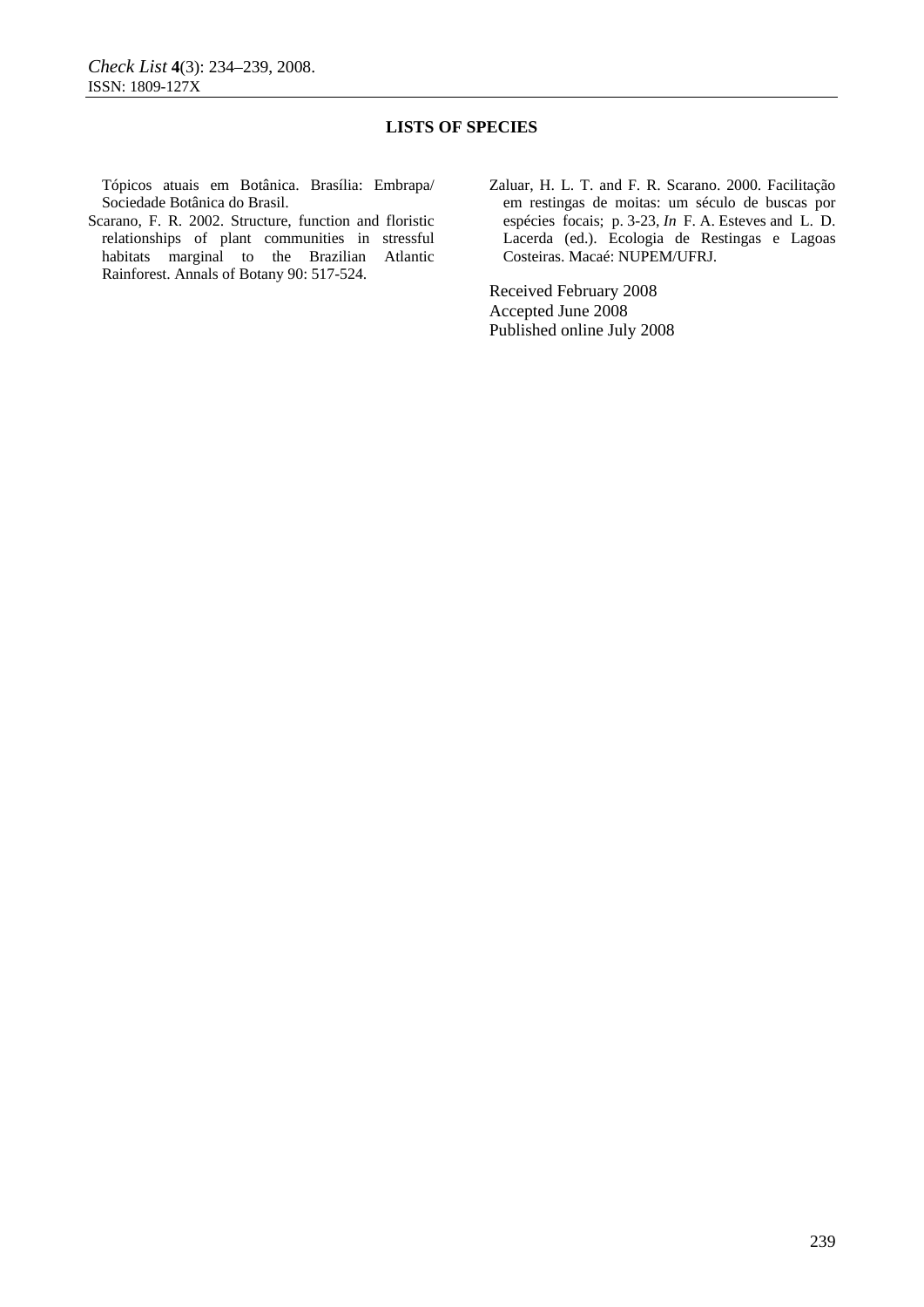Tópicos atuais em Botânica. Brasília: Embrapa/ Sociedade Botânica do Brasil.

Scarano, F. R. 2002. Structure, function and floristic relationships of plant communities in stressful habitats marginal to the Brazilian Atlantic Rainforest. Annals of Botany 90: 517-524.

Zaluar, H. L. T. and F. R. Scarano. 2000. Facilitação em restingas de moitas: um século de buscas por espécies focais; p. 3-23, *In* F. A. Esteves and L. D. Lacerda (ed.). Ecologia de Restingas e Lagoas Costeiras. Macaé: NUPEM/UFRJ.

Received February 2008  
Accepted June 2008  
Published online July 2008